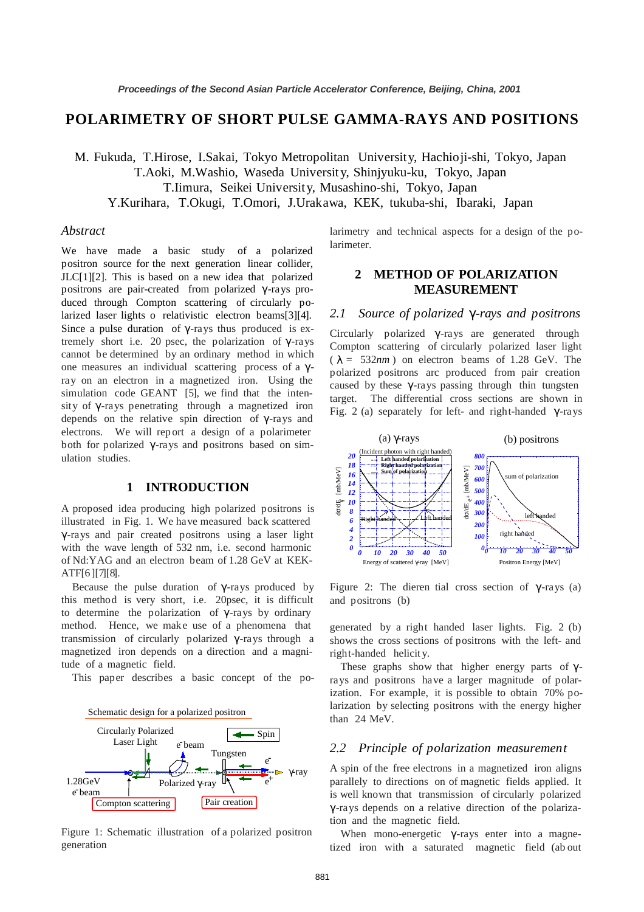# POLARIMETRY OF SHORT PULSE GAMMA-RAYS AND POSITIONS

M. Fukuda, T.Hirose, I.Sakai, Tokyo Metropolitan University, Hachioji-shi, Tokyo, Japan
T.Aoki, M.Washio, Waseda University, Shinjyuku-ku, Tokyo, Japan
T.Iimura, Seikei University, Musashino-shi, Tokyo, Japan
Y.Kurihara, T.Okugi, T.Omori, J.Urakawa, KEK, tukuba-shi, Ibaraki, Japan

## *Abstract*

We have made a basic study of a polarized positron source for the next generation linear collider, JLC[1][2]. This is based on a new idea that polarized positrons are pair-created from polarized γ-rays produced through Compton scattering of circularly polarized laser lights o relativistic electron beams[3][4]. Since a pulse duration of γ-rays thus produced is extremely short i.e. 20 psec, the polarization of γ-rays cannot be determined by an ordinary method in which one measures an individual scattering process of a γ-ray on an electron in a magnetized iron. Using the simulation code GEANT [5], we find that the intensity of γ-rays penetrating through a magnetized iron depends on the relative spin direction of γ-rays and electrons. We will report a design of a polarimeter both for polarized γ-rays and positrons based on simulation studies.

## 1 INTRODUCTION

A proposed idea producing high polarized positrons is illustrated in Fig. 1. We have measured back scattered γ-rays and pair created positrons using a laser light with the wave length of 532 nm, i.e. second harmonic of Nd:YAG and an electron beam of 1.28 GeV at KEK-ATF[6][7][8].

Because the pulse duration of γ-rays produced by this method is very short, i.e. 20psec, it is difficult to determine the polarization of γ-rays by ordinary method. Hence, we make use of a phenomena that transmission of circularly polarized γ-rays through a magnetized iron depends on a direction and a magnitude of a magnetic field.

This paper describes a basic concept of the polarimetry and technical aspects for a design of the polarimeter.

Figure 1: Schematic illustration of a polarized positron generation

## 2 METHOD OF POLARIZATION MEASUREMENT

### *2.1 Source of polarized γ-rays and positrons*

Circularly polarized γ-rays are generated through Compton scattering of circularly polarized laser light ( $\lambda$ = 532*nm* ) on electron beams of 1.28 GeV. The polarized positrons arc produced from pair creation caused by these γ-rays passing through thin tungsten target. The differential cross sections are shown in Fig. 2 (a) separately for left- and right-handed γ-rays generated by a right handed laser lights. Fig. 2 (b) shows the cross sections of positrons with the left- and right-handed helicity.

Figure 2: The dieren tial cross section of γ-rays (a) and positrons (b)

These graphs show that higher energy parts of γ-rays and positrons have a larger magnitude of polarization. For example, it is possible to obtain 70% polarization by selecting positrons with the energy higher than 24 MeV.

### *2.2 Principle of polarization measurement*

A spin of the free electrons in a magnetized iron aligns parallely to directions on of magnetic fields applied. It is well known that transmission of circularly polarized γ-rays depends on a relative direction of the polarization and the magnetic field.

When mono-energetic γ-rays enter into a magnetized iron with a saturated magnetic field (about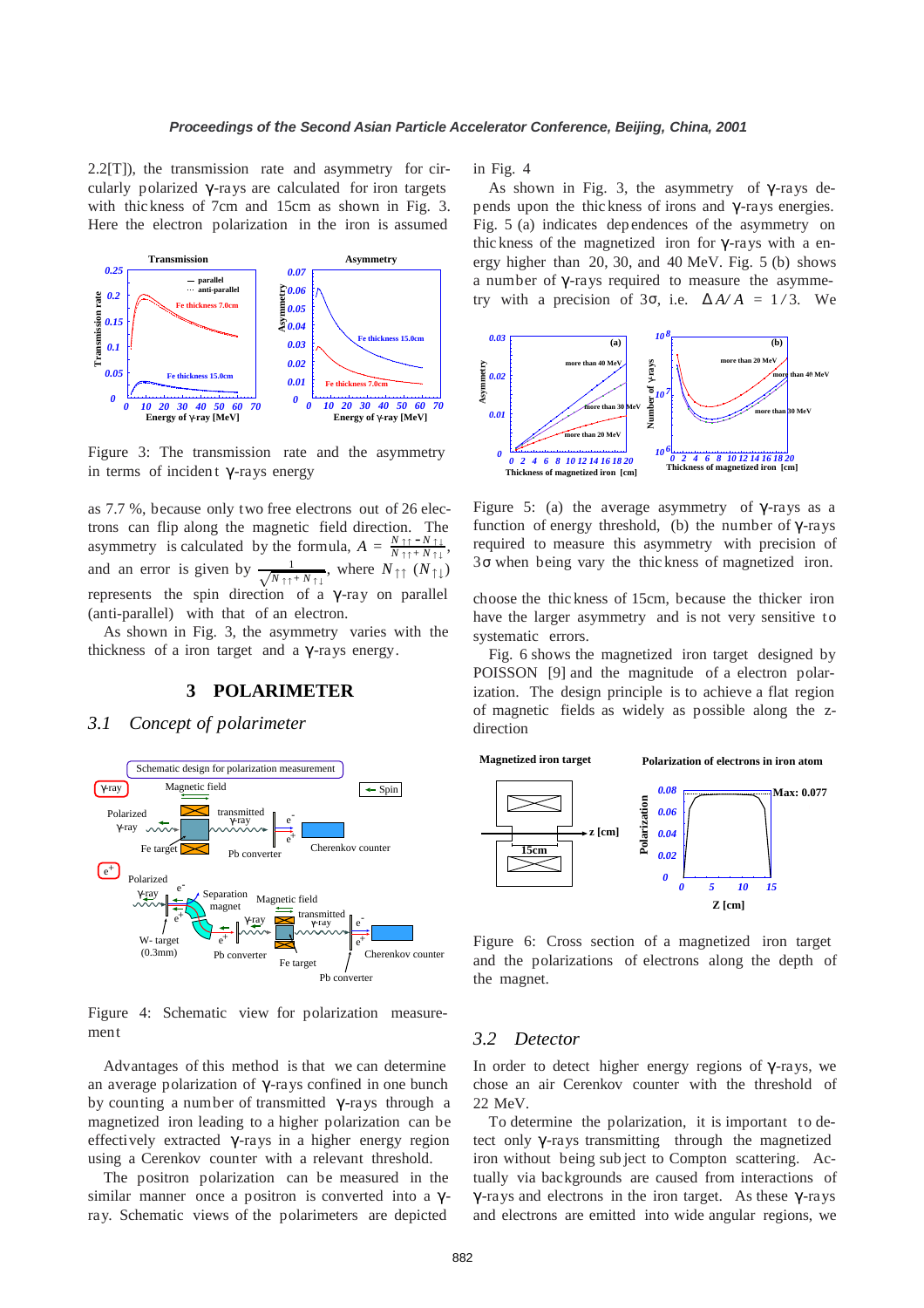2.2[T]), the transmission rate and asymmetry for circularly polarized γ-rays are calculated for iron targets with thickness of 7cm and 15cm as shown in Fig. 3. Here the electron polarization in the iron is assumed

Figure 3: The transmission rate and the asymmetry in terms of incident γ-rays energy

as 7.7 %, because only two free electrons out of 26 electrons can flip along the magnetic field direction. The asymmetry is calculated by the formula, $A = \frac{N_{\uparrow\uparrow} - N_{\uparrow\downarrow}}{N_{\uparrow\uparrow} + N_{\uparrow\downarrow}}$, and an error is given by $\frac{1}{\sqrt{N_{\uparrow\uparrow} + N_{\uparrow\downarrow}}}$, where $N_{\uparrow\uparrow}$ ($N_{\uparrow\downarrow}$) represents the spin direction of a γ-ray on parallel (anti-parallel) with that of an electron.

As shown in Fig. 3, the asymmetry varies with the thickness of a iron target and a γ-rays energy.

## 3 POLARIMETER

### 3.1 Concept of polarimeter

Figure 4: Schematic view for polarization measurement

Advantages of this method is that we can determine an average polarization of γ-rays confined in one bunch by counting a number of transmitted γ-rays through a magnetized iron leading to a higher polarization can be effectively extracted γ-rays in a higher energy region using a Cerenkov counter with a relevant threshold.

The positron polarization can be measured in the similar manner once a positron is converted into a γ-ray. Schematic views of the polarimeters are depicted in Fig. 4

As shown in Fig. 3, the asymmetry of γ-rays depends upon the thickness of irons and γ-rays energies. Fig. 5 (a) indicates dependences of the asymmetry on thickness of the magnetized iron for γ-rays with an energy higher than 20, 30, and 40 MeV. Fig. 5 (b) shows a number of γ-rays required to measure the asymmetry with a precision of 3σ, i.e. $\Delta A/A = 1/3$. We

Figure 5: (a) the average asymmetry of γ-rays as a function of energy threshold, (b) the number of γ-rays required to measure this asymmetry with precision of 3σ when being vary the thickness of magnetized iron.

choose the thickness of 15cm, because the thicker iron have the larger asymmetry and is not very sensitive to systematic errors.

Fig. 6 shows the magnetized iron target designed by POISSON [9] and the magnitude of a electron polarization. The design principle is to achieve a flat region of magnetic fields as widely as possible along the z-direction

Figure 6: Cross section of a magnetized iron target and the polarizations of electrons along the depth of the magnet.

### 3.2 Detector

In order to detect higher energy regions of γ-rays, we chose an air Cerenkov counter with the threshold of 22 MeV.

To determine the polarization, it is important to detect only γ-rays transmitting through the magnetized iron without being subject to Compton scattering. Actually via backgrounds are caused from interactions of γ-rays and electrons in the iron target. As these γ-rays and electrons are emitted into wide angular regions, we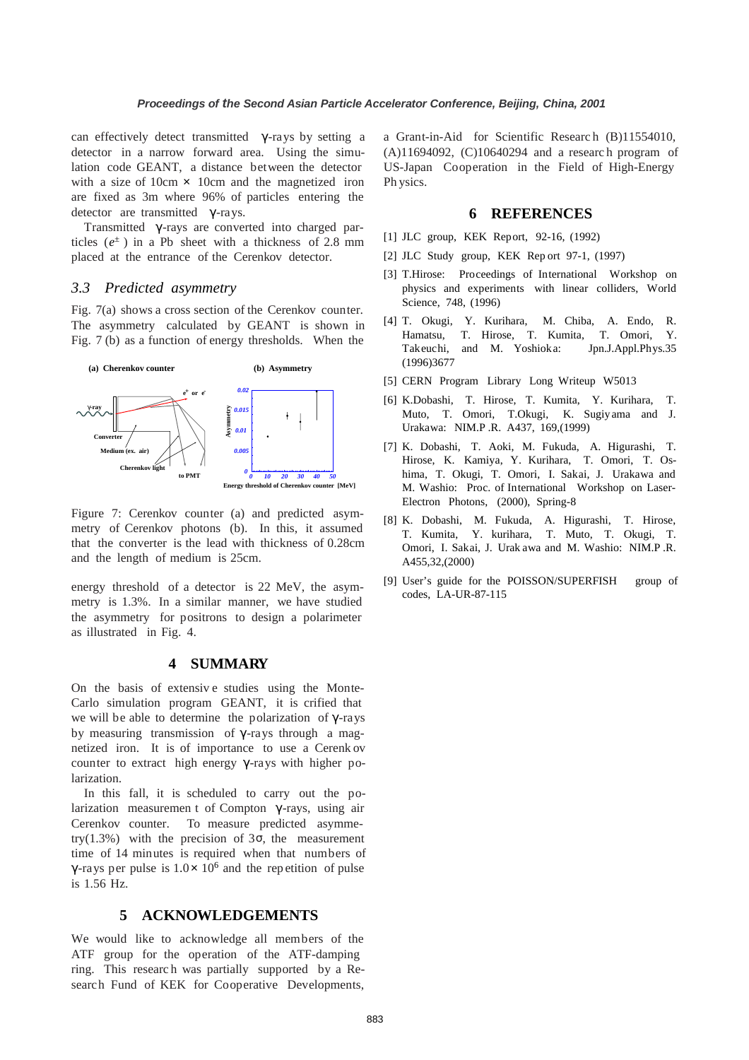can effectively detect transmitted γ-rays by setting a detector in a narrow forward area. Using the simulation code GEANT, a distance between the detector with a size of 10cm × 10cm and the magnetized iron are fixed as 3m where 96% of particles entering the detector are transmitted γ-rays.

Transmitted γ-rays are converted into charged particles ($e^{\pm}$) in a Pb sheet with a thickness of 2.8 mm placed at the entrance of the Cerenkov detector.

### 3.3 Predicted asymmetry

Fig. 7(a) shows a cross section of the Cerenkov counter. The asymmetry calculated by GEANT is shown in Fig. 7 (b) as a function of energy thresholds. When the

(a) Cherenkov counter

γ-ray
$e^+$ or $e^-$
Converter
Medium (ex. air)
Cherenkov light
to PMT

(b) Asymmetry

Asymmetry
0.02
0.015
0.01
0.005
0
0 10 20 30 40 50
Energy threshold of Cherenkov counter [MeV]

Figure 7: Cerenkov counter (a) and predicted asymmetry of Cerenkov photons (b). In this, it assumed that the converter is the lead with thickness of 0.28cm and the length of medium is 25cm.

energy threshold of a detector is 22 MeV, the asymmetry is 1.3%. In a similar manner, we have studied the asymmetry for positrons to design a polarimeter as illustrated in Fig. 4.

## 4 SUMMARY

On the basis of extensive studies using the Monte-Carlo simulation program GEANT, it is crified that we will be able to determine the polarization of γ-rays by measuring transmission of γ-rays through a magnetized iron. It is of importance to use a Cerenkov counter to extract high energy γ-rays with higher polarization.

In this fall, it is scheduled to carry out the polarization measurement of Compton γ-rays, using air Cerenkov counter. To measure predicted asymmetry(1.3%) with the precision of 3σ, the measurement time of 14 minutes is required when that numbers of γ-rays per pulse is $1.0 \times 10^6$ and the repetition of pulse is 1.56 Hz.

## 5 ACKNOWLEDGEMENTS

We would like to acknowledge all members of the ATF group for the operation of the ATF-damping ring. This research was partially supported by a Research Fund of KEK for Cooperative Developments, a Grant-in-Aid for Scientific Research (B)11554010, (A)11694092, (C)10640294 and a research program of US-Japan Cooperation in the Field of High-Energy Physics.

## 6 REFERENCES

[1] JLC group, KEK Report, 92-16, (1992)

[2] JLC Study group, KEK Report 97-1, (1997)

[3] T.Hirose: Proceedings of International Workshop on physics and experiments with linear colliders, World Science, 748, (1996)

[4] T. Okugi, Y. Kurihara, M. Chiba, A. Endo, R. Hamatsu, T. Hirose, T. Kumita, T. Omori, Y. Takeuchi, and M. Yoshioka: Jpn.J.Appl.Phys.35 (1996)3677

[5] CERN Program Library Long Writeup W5013

[6] K.Dobashi, T. Hirose, T. Kumita, Y. Kurihara, T. Muto, T. Omori, T.Okugi, K. Sugiyama and J. Urakawa: NIM.P.R. A437, 169,(1999)

[7] K. Dobashi, T. Aoki, M. Fukuda, A. Higurashi, T. Hirose, K. Kamiya, Y. Kurihara, T. Omori, T. Oshima, T. Okugi, T. Omori, I. Sakai, J. Urakawa and M. Washio: Proc. of International Workshop on Laser-Electron Photons, (2000), Spring-8

[8] K. Dobashi, M. Fukuda, A. Higurashi, T. Hirose, T. Kumita, Y. kurihara, T. Muto, T. Okugi, T. Omori, I. Sakai, J. Urakawa and M. Washio: NIM.P.R. A455,32,(2000)

[9] User's guide for the POISSON/SUPERFISH group of codes, LA-UR-87-115